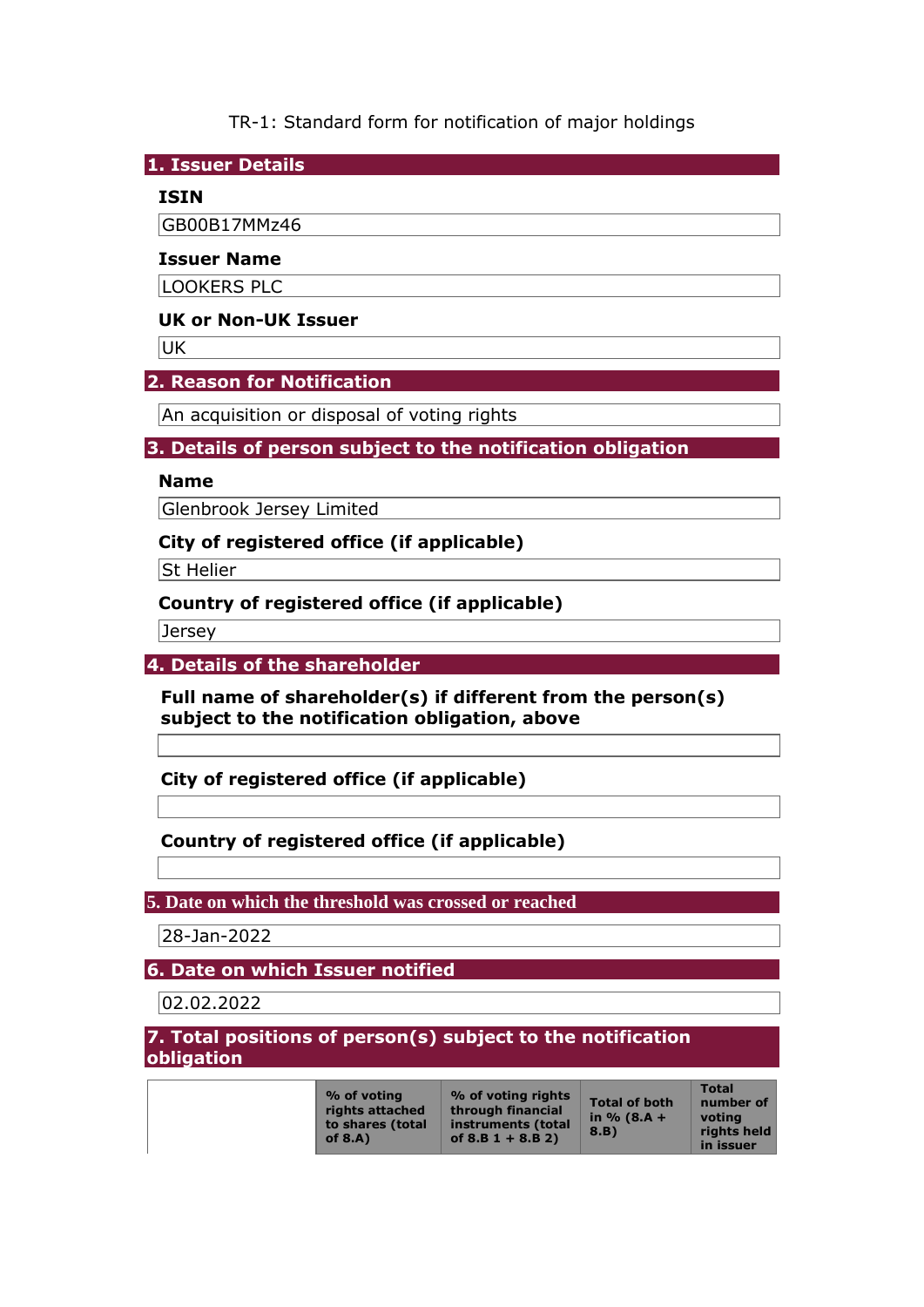TR-1: Standard form for notification of major holdings

## 1. Issuer Details

### ISIN

GB00B17MMz46

### Issuer Name

LOOKERS PLC

### UK or Non-UK Issuer

UK

## 2. Reason for Notification

An acquisition or disposal of voting rights

## 3. Details of person subject to the notification obligation

### Name

Glenbrook Jersey Limited

### City of registered office (if applicable)

St Helier

### Country of registered office (if applicable)

Jersey

## 4. Details of the shareholder

### Full name of shareholder(s) if different from the person(s) subject to the notification obligation, above

### City of registered office (if applicable)

### Country of registered office (if applicable)

## 5. Date on which the threshold was crossed or reached

28-Jan-2022

## 6. Date on which Issuer notified

02.02.2022

## 7. Total positions of person(s) subject to the notification obligation

| | % of voting rights attached to shares (total of 8.A) | % of voting rights through financial instruments (total of 8.B 1 + 8.B 2) | Total of both in % (8.A + 8.B) | Total number of voting rights held in issuer |
|---|---|---|---|---|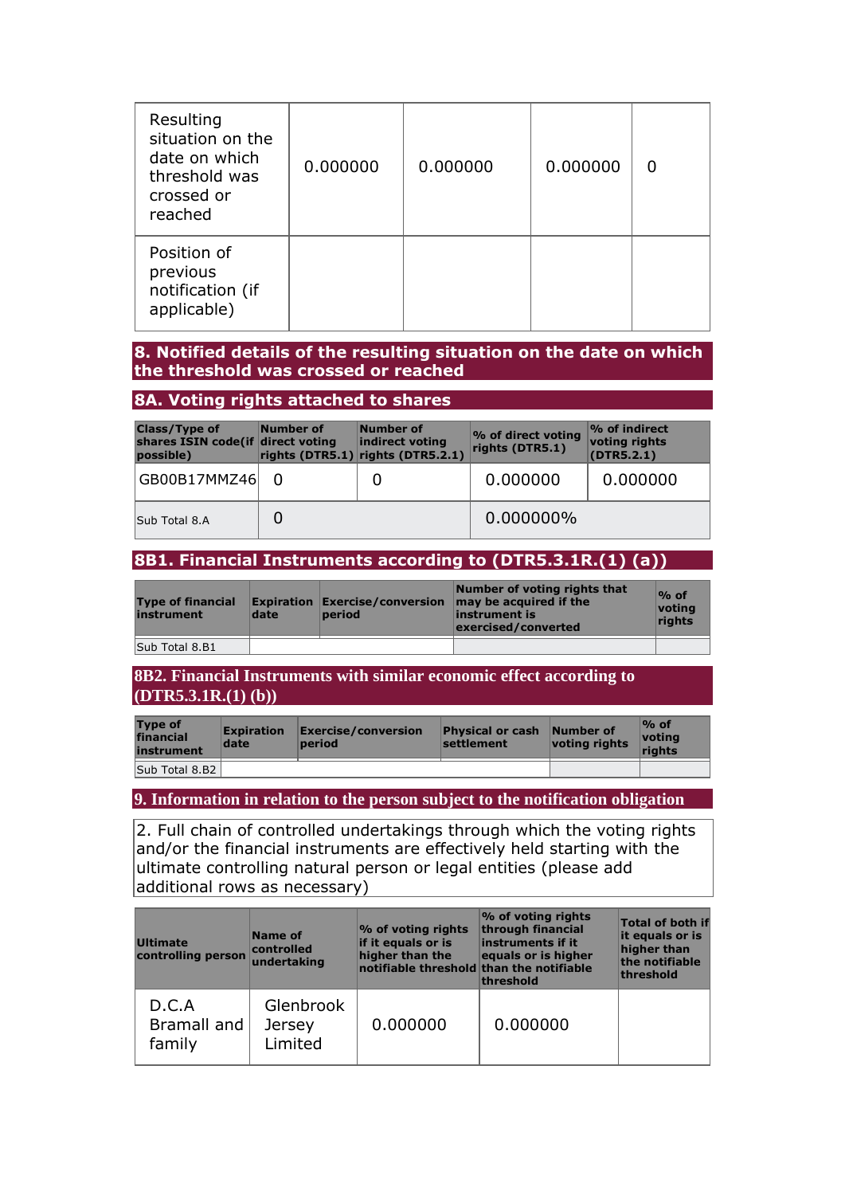| | | | | |
|---|---|---|---|---|
| Resulting situation on the date on which threshold was crossed or reached | 0.000000 | 0.000000 | 0.000000 | 0 |
| Position of previous notification (if applicable) | | | | |

## 8. Notified details of the resulting situation on the date on which the threshold was crossed or reached

### 8A. Voting rights attached to shares

| Class/Type of shares ISIN code(if possible) | Number of direct voting rights (DTR5.1) | Number of indirect voting rights (DTR5.2.1) | % of direct voting rights (DTR5.1) | % of indirect voting rights (DTR5.2.1) |
|---|---|---|---|---|
| GB00B17MMZ46 | 0 | 0 | 0.000000 | 0.000000 |
| Sub Total 8.A | 0 | | 0.000000% | |

### 8B1. Financial Instruments according to (DTR5.3.1R.(1) (a))

| Type of financial instrument | Expiration date | Exercise/conversion period | Number of voting rights that may be acquired if the instrument is exercised/converted | % of voting rights |
|---|---|---|---|---|
| Sub Total 8.B1 | | | | |

### 8B2. Financial Instruments with similar economic effect according to (DTR5.3.1R.(1) (b))

| Type of financial instrument | Expiration date | Exercise/conversion period | Physical or cash settlement | Number of voting rights | % of voting rights |
|---|---|---|---|---|---|
| Sub Total 8.B2 | | | | | |

## 9. Information in relation to the person subject to the notification obligation

2. Full chain of controlled undertakings through which the voting rights and/or the financial instruments are effectively held starting with the ultimate controlling natural person or legal entities (please add additional rows as necessary)

| Ultimate controlling person | Name of controlled undertaking | % of voting rights if it equals or is higher than the notifiable threshold | % of voting rights through financial instruments if it equals or is higher than the notifiable threshold | Total of both if it equals or is higher than the notifiable threshold |
|---|---|---|---|---|
| D.C.A Bramall and family | Glenbrook Jersey Limited | 0.000000 | 0.000000 | |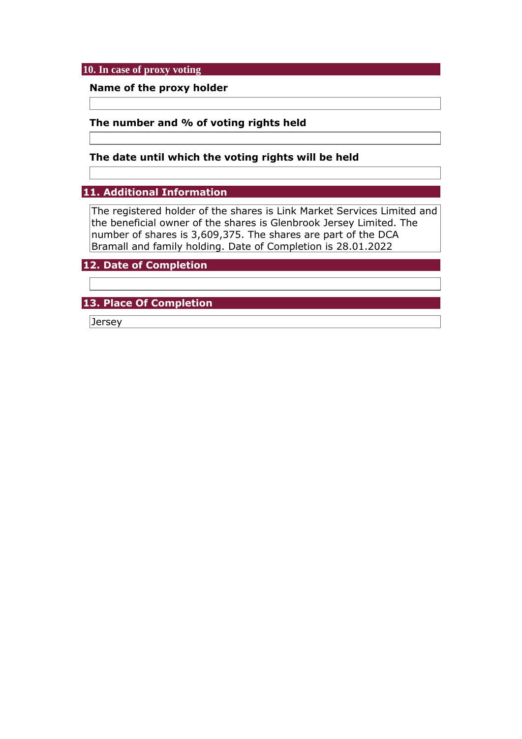## 10. In case of proxy voting

**Name of the proxy holder**

**The number and % of voting rights held**

**The date until which the voting rights will be held**

## 11. Additional Information

The registered holder of the shares is Link Market Services Limited and the beneficial owner of the shares is Glenbrook Jersey Limited. The number of shares is 3,609,375. The shares are part of the DCA Bramall and family holding. Date of Completion is 28.01.2022

## 12. Date of Completion

## 13. Place Of Completion

Jersey